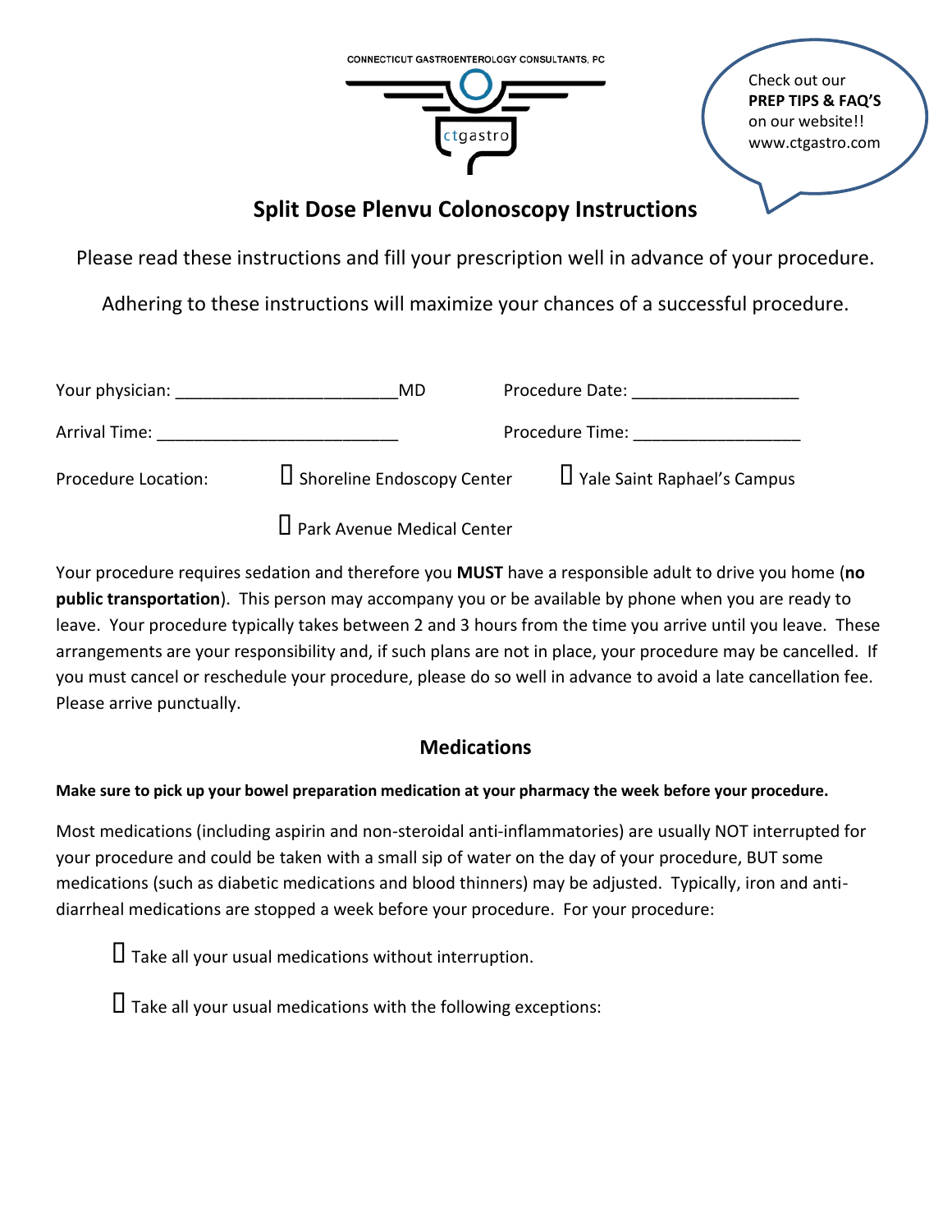CONNECTICUT GASTROENTEROLOGY CONSULTANTS, PC

ctgastro

Check out our **PREP TIPS & FAQ'S** on our website!! www.ctgastro.com

# Split Dose Plenvu Colonoscopy Instructions

Please read these instructions and fill your prescription well in advance of your procedure.

Adhering to these instructions will maximize your chances of a successful procedure.

Your physician: ________________________MD Procedure Date: __________________

Arrival Time: __________________________ Procedure Time: __________________

Procedure Location: ☐ Shoreline Endoscopy Center ☐ Yale Saint Raphael's Campus

☐ Park Avenue Medical Center

Your procedure requires sedation and therefore you **MUST** have a responsible adult to drive you home (**no public transportation**). This person may accompany you or be available by phone when you are ready to leave. Your procedure typically takes between 2 and 3 hours from the time you arrive until you leave. These arrangements are your responsibility and, if such plans are not in place, your procedure may be cancelled. If you must cancel or reschedule your procedure, please do so well in advance to avoid a late cancellation fee. Please arrive punctually.

## Medications

**Make sure to pick up your bowel preparation medication at your pharmacy the week before your procedure.**

Most medications (including aspirin and non-steroidal anti-inflammatories) are usually NOT interrupted for your procedure and could be taken with a small sip of water on the day of your procedure, BUT some medications (such as diabetic medications and blood thinners) may be adjusted. Typically, iron and anti-diarrheal medications are stopped a week before your procedure. For your procedure:

☐ Take all your usual medications without interruption.

☐ Take all your usual medications with the following exceptions: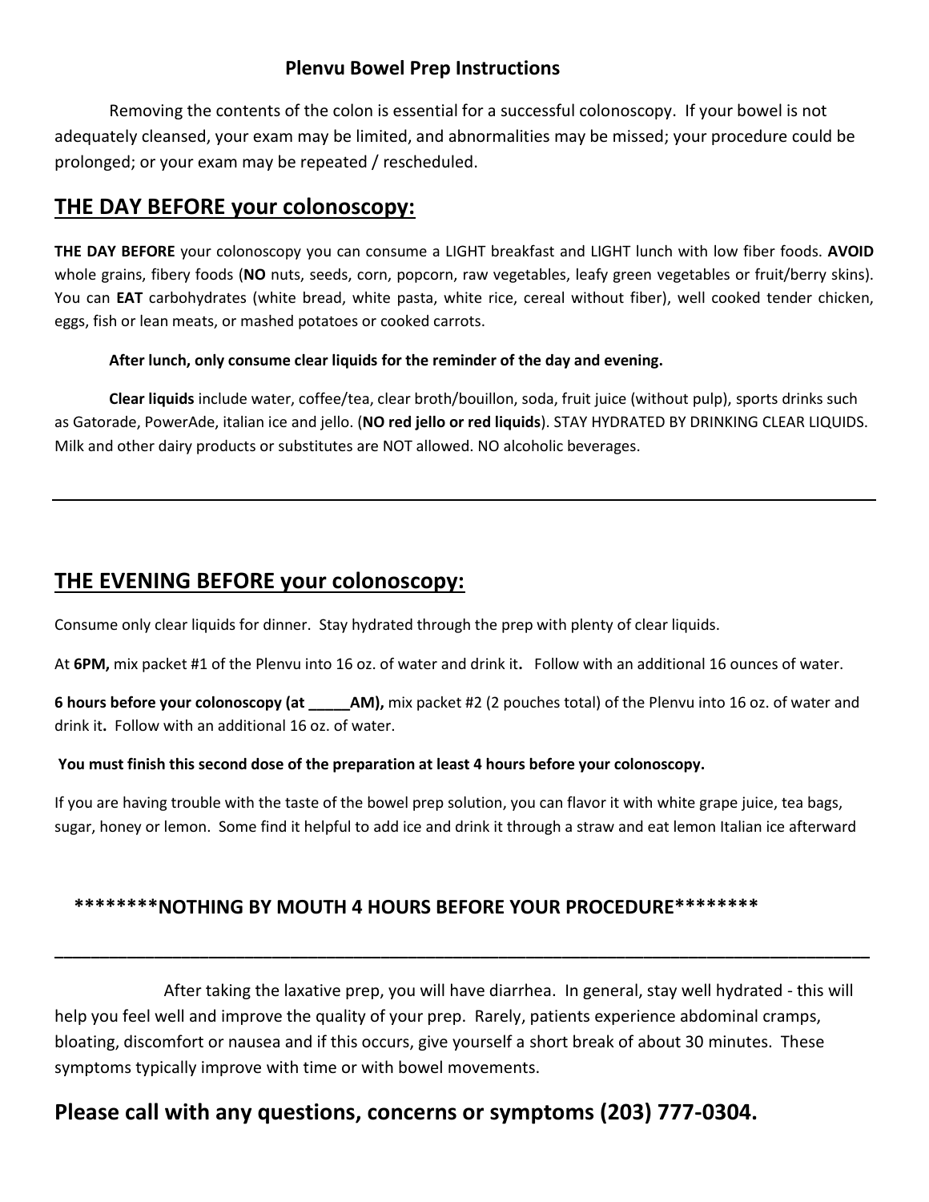# Plenvu Bowel Prep Instructions

Removing the contents of the colon is essential for a successful colonoscopy. If your bowel is not adequately cleansed, your exam may be limited, and abnormalities may be missed; your procedure could be prolonged; or your exam may be repeated / rescheduled.

## THE DAY BEFORE your colonoscopy:

**THE DAY BEFORE** your colonoscopy you can consume a LIGHT breakfast and LIGHT lunch with low fiber foods. **AVOID** whole grains, fibery foods (**NO** nuts, seeds, corn, popcorn, raw vegetables, leafy green vegetables or fruit/berry skins). You can **EAT** carbohydrates (white bread, white pasta, white rice, cereal without fiber), well cooked tender chicken, eggs, fish or lean meats, or mashed potatoes or cooked carrots.

**After lunch, only consume clear liquids for the reminder of the day and evening.**

**Clear liquids** include water, coffee/tea, clear broth/bouillon, soda, fruit juice (without pulp), sports drinks such as Gatorade, PowerAde, italian ice and jello. (**NO red jello or red liquids**). STAY HYDRATED BY DRINKING CLEAR LIQUIDS. Milk and other dairy products or substitutes are NOT allowed. NO alcoholic beverages.

---

## THE EVENING BEFORE your colonoscopy:

Consume only clear liquids for dinner. Stay hydrated through the prep with plenty of clear liquids.

At **6PM,** mix packet #1 of the Plenvu into 16 oz. of water and drink it**.** Follow with an additional 16 ounces of water.

**6 hours before your colonoscopy (at _____AM),** mix packet #2 (2 pouches total) of the Plenvu into 16 oz. of water and drink it**.** Follow with an additional 16 oz. of water.

**You must finish this second dose of the preparation at least 4 hours before your colonoscopy.**

If you are having trouble with the taste of the bowel prep solution, you can flavor it with white grape juice, tea bags, sugar, honey or lemon. Some find it helpful to add ice and drink it through a straw and eat lemon Italian ice afterward

**********NOTHING BY MOUTH 4 HOURS BEFORE YOUR PROCEDURE**********

---

After taking the laxative prep, you will have diarrhea. In general, stay well hydrated - this will help you feel well and improve the quality of your prep. Rarely, patients experience abdominal cramps, bloating, discomfort or nausea and if this occurs, give yourself a short break of about 30 minutes. These symptoms typically improve with time or with bowel movements.

## Please call with any questions, concerns or symptoms (203) 777-0304.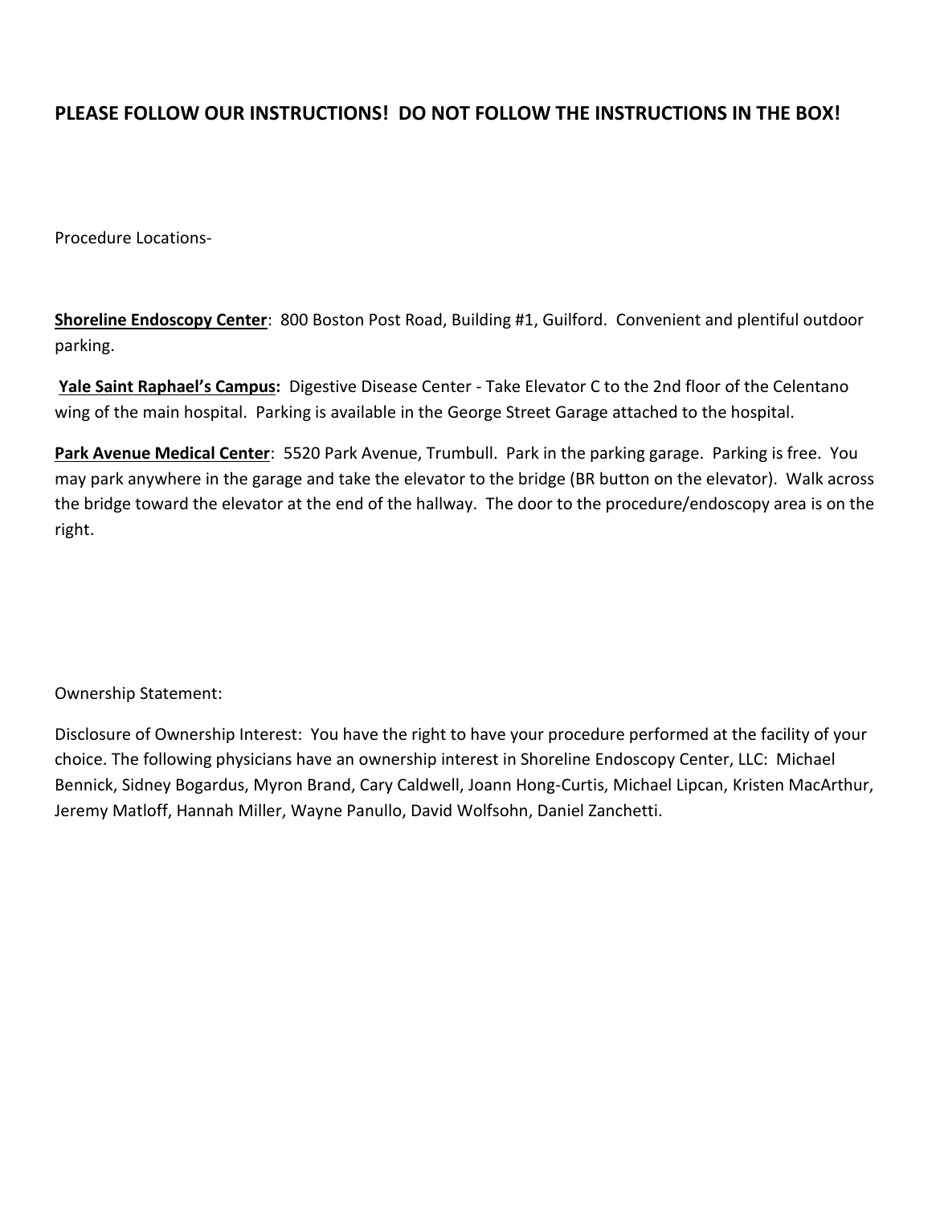**PLEASE FOLLOW OUR INSTRUCTIONS! DO NOT FOLLOW THE INSTRUCTIONS IN THE BOX!**

Procedure Locations-

**Shoreline Endoscopy Center**: 800 Boston Post Road, Building #1, Guilford. Convenient and plentiful outdoor parking.

**Yale Saint Raphael's Campus:** Digestive Disease Center - Take Elevator C to the 2nd floor of the Celentano wing of the main hospital. Parking is available in the George Street Garage attached to the hospital.

**Park Avenue Medical Center**: 5520 Park Avenue, Trumbull. Park in the parking garage. Parking is free. You may park anywhere in the garage and take the elevator to the bridge (BR button on the elevator). Walk across the bridge toward the elevator at the end of the hallway. The door to the procedure/endoscopy area is on the right.

Ownership Statement:

Disclosure of Ownership Interest: You have the right to have your procedure performed at the facility of your choice. The following physicians have an ownership interest in Shoreline Endoscopy Center, LLC: Michael Bennick, Sidney Bogardus, Myron Brand, Cary Caldwell, Joann Hong-Curtis, Michael Lipcan, Kristen MacArthur, Jeremy Matloff, Hannah Miller, Wayne Panullo, David Wolfsohn, Daniel Zanchetti.